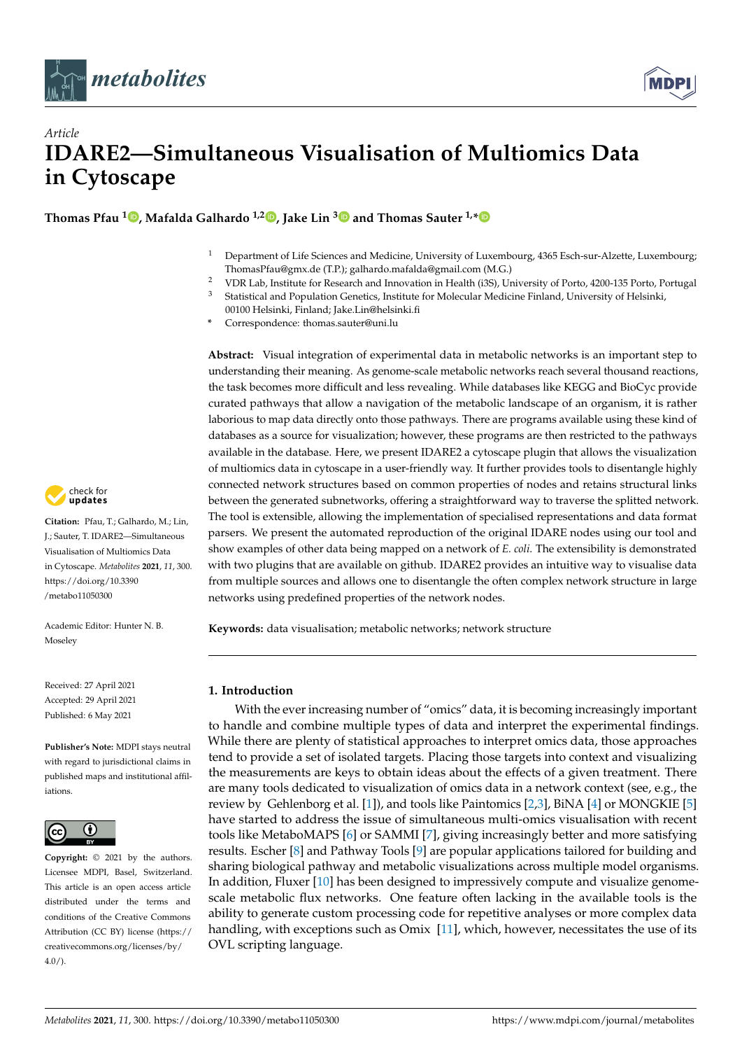*Article*

# IDARE2—Simultaneous Visualisation of Multiomics Data in Cytoscape

**Thomas Pfau [1], Mafalda Galhardo [1,2], Jake Lin [3] and Thomas Sauter [1,*]**

[1] Department of Life Sciences and Medicine, University of Luxembourg, 4365 Esch-sur-Alzette, Luxembourg; ThomasPfau@gmx.de (T.P.); galhardo.mafalda@gmail.com (M.G.)

[2] VDR Lab, Institute for Research and Innovation in Health (i3S), University of Porto, 4200-135 Porto, Portugal

[3] Statistical and Population Genetics, Institute for Molecular Medicine Finland, University of Helsinki, 00100 Helsinki, Finland; Jake.Lin@helsinki.fi

[*] Correspondence: thomas.sauter@uni.lu

**Abstract:** Visual integration of experimental data in metabolic networks is an important step to understanding their meaning. As genome-scale metabolic networks reach several thousand reactions, the task becomes more difficult and less revealing. While databases like KEGG and BioCyc provide curated pathways that allow a navigation of the metabolic landscape of an organism, it is rather laborious to map data directly onto those pathways. There are programs available using these kind of databases as a source for visualization; however, these programs are then restricted to the pathways available in the database. Here, we present IDARE2 a cytoscape plugin that allows the visualization of multiomics data in cytoscape in a user-friendly way. It further provides tools to disentangle highly connected network structures based on common properties of nodes and retains structural links between the generated subnetworks, offering a straightforward way to traverse the splitted network. The tool is extensible, allowing the implementation of specialised representations and data format parsers. We present the automated reproduction of the original IDARE nodes using our tool and show examples of other data being mapped on a network of *E. coli*. The extensibility is demonstrated with two plugins that are available on github. IDARE2 provides an intuitive way to visualise data from multiple sources and allows one to disentangle the often complex network structure in large networks using predefined properties of the network nodes.

**Keywords:** data visualisation; metabolic networks; network structure

**Citation:** Pfau, T.; Galhardo, M.; Lin, J.; Sauter, T. IDARE2—Simultaneous Visualisation of Multiomics Data in Cytoscape. *Metabolites* **2021**, *11*, 300. https://doi.org/10.3390/metabo11050300

Academic Editor: Hunter N. B. Moseley

Received: 27 April 2021
Accepted: 29 April 2021
Published: 6 May 2021

**Publisher's Note:** MDPI stays neutral with regard to jurisdictional claims in published maps and institutional affiliations.

**Copyright:** © 2021 by the authors. Licensee MDPI, Basel, Switzerland. This article is an open access article distributed under the terms and conditions of the Creative Commons Attribution (CC BY) license (https://creativecommons.org/licenses/by/4.0/).

## 1. Introduction

With the ever increasing number of "omics" data, it is becoming increasingly important to handle and combine multiple types of data and interpret the experimental findings. While there are plenty of statistical approaches to interpret omics data, those approaches tend to provide a set of isolated targets. Placing those targets into context and visualizing the measurements are keys to obtain ideas about the effects of a given treatment. There are many tools dedicated to visualization of omics data in a network context (see, e.g., the review by Gehlenborg et al. [1]), and tools like Paintomics [2,3], BiNA [4] or MONGKIE [5] have started to address the issue of simultaneous multi-omics visualisation with recent tools like MetaboMAPS [6] or SAMMI [7], giving increasingly better and more satisfying results. Escher [8] and Pathway Tools [9] are popular applications tailored for building and sharing biological pathway and metabolic visualizations across multiple model organisms. In addition, Fluxer [10] has been designed to impressively compute and visualize genome-scale metabolic flux networks. One feature often lacking in the available tools is the ability to generate custom processing code for repetitive analyses or more complex data handling, with exceptions such as Omix [11], which, however, necessitates the use of its OVL scripting language.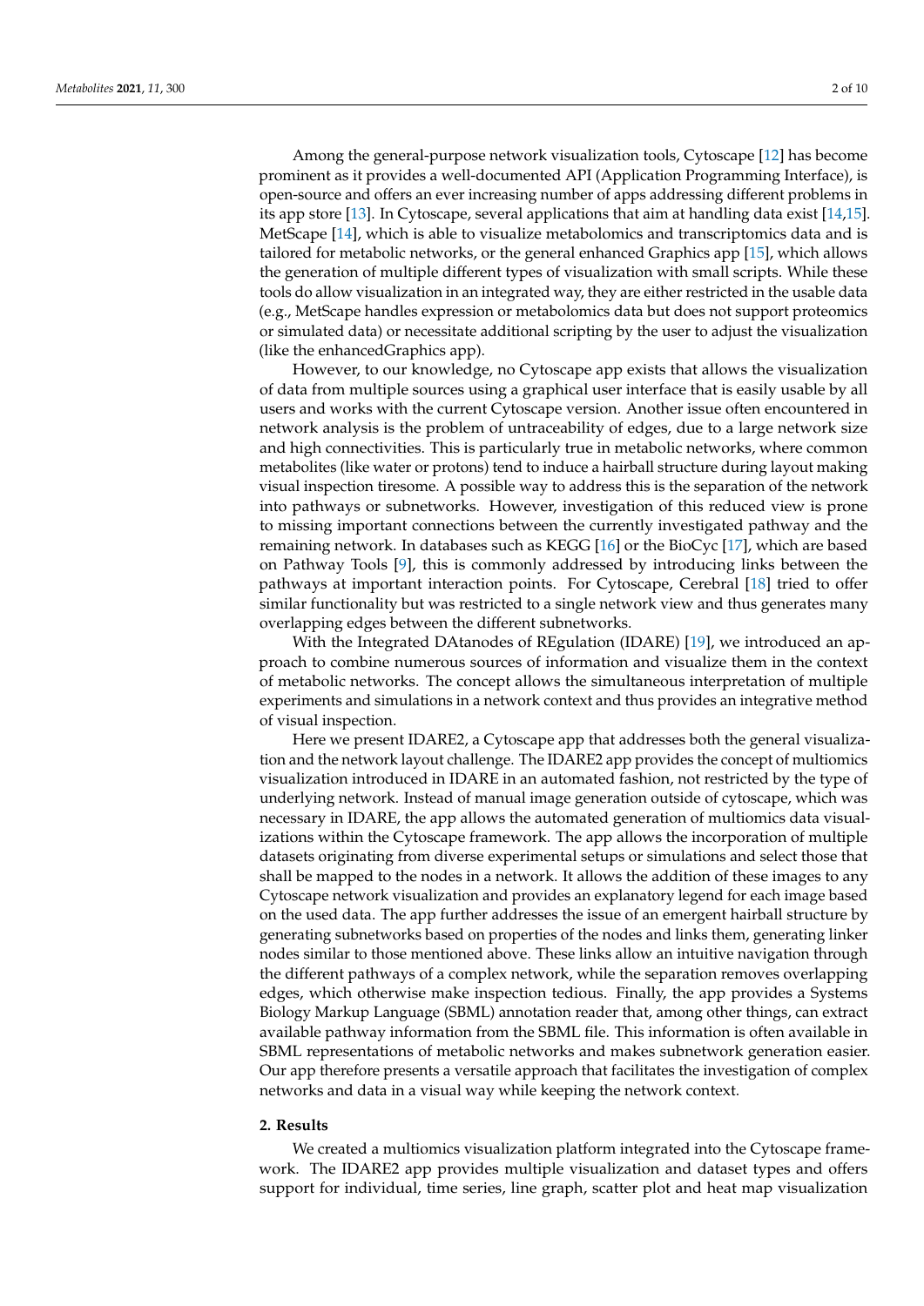Among the general-purpose network visualization tools, Cytoscape [12] has become prominent as it provides a well-documented API (Application Programming Interface), is open-source and offers an ever increasing number of apps addressing different problems in its app store [13]. In Cytoscape, several applications that aim at handling data exist [14,15]. MetScape [14], which is able to visualize metabolomics and transcriptomics data and is tailored for metabolic networks, or the general enhanced Graphics app [15], which allows the generation of multiple different types of visualization with small scripts. While these tools do allow visualization in an integrated way, they are either restricted in the usable data (e.g., MetScape handles expression or metabolomics data but does not support proteomics or simulated data) or necessitate additional scripting by the user to adjust the visualization (like the enhancedGraphics app).

However, to our knowledge, no Cytoscape app exists that allows the visualization of data from multiple sources using a graphical user interface that is easily usable by all users and works with the current Cytoscape version. Another issue often encountered in network analysis is the problem of untraceability of edges, due to a large network size and high connectivities. This is particularly true in metabolic networks, where common metabolites (like water or protons) tend to induce a hairball structure during layout making visual inspection tiresome. A possible way to address this is the separation of the network into pathways or subnetworks. However, investigation of this reduced view is prone to missing important connections between the currently investigated pathway and the remaining network. In databases such as KEGG [16] or the BioCyc [17], which are based on Pathway Tools [9], this is commonly addressed by introducing links between the pathways at important interaction points. For Cytoscape, Cerebral [18] tried to offer similar functionality but was restricted to a single network view and thus generates many overlapping edges between the different subnetworks.

With the Integrated DAtanodes of REgulation (IDARE) [19], we introduced an approach to combine numerous sources of information and visualize them in the context of metabolic networks. The concept allows the simultaneous interpretation of multiple experiments and simulations in a network context and thus provides an integrative method of visual inspection.

Here we present IDARE2, a Cytoscape app that addresses both the general visualization and the network layout challenge. The IDARE2 app provides the concept of multiomics visualization introduced in IDARE in an automated fashion, not restricted by the type of underlying network. Instead of manual image generation outside of cytoscape, which was necessary in IDARE, the app allows the automated generation of multiomics data visualizations within the Cytoscape framework. The app allows the incorporation of multiple datasets originating from diverse experimental setups or simulations and select those that shall be mapped to the nodes in a network. It allows the addition of these images to any Cytoscape network visualization and provides an explanatory legend for each image based on the used data. The app further addresses the issue of an emergent hairball structure by generating subnetworks based on properties of the nodes and links them, generating linker nodes similar to those mentioned above. These links allow an intuitive navigation through the different pathways of a complex network, while the separation removes overlapping edges, which otherwise make inspection tedious. Finally, the app provides a Systems Biology Markup Language (SBML) annotation reader that, among other things, can extract available pathway information from the SBML file. This information is often available in SBML representations of metabolic networks and makes subnetwork generation easier. Our app therefore presents a versatile approach that facilitates the investigation of complex networks and data in a visual way while keeping the network context.

## 2. Results

We created a multiomics visualization platform integrated into the Cytoscape framework. The IDARE2 app provides multiple visualization and dataset types and offers support for individual, time series, line graph, scatter plot and heat map visualization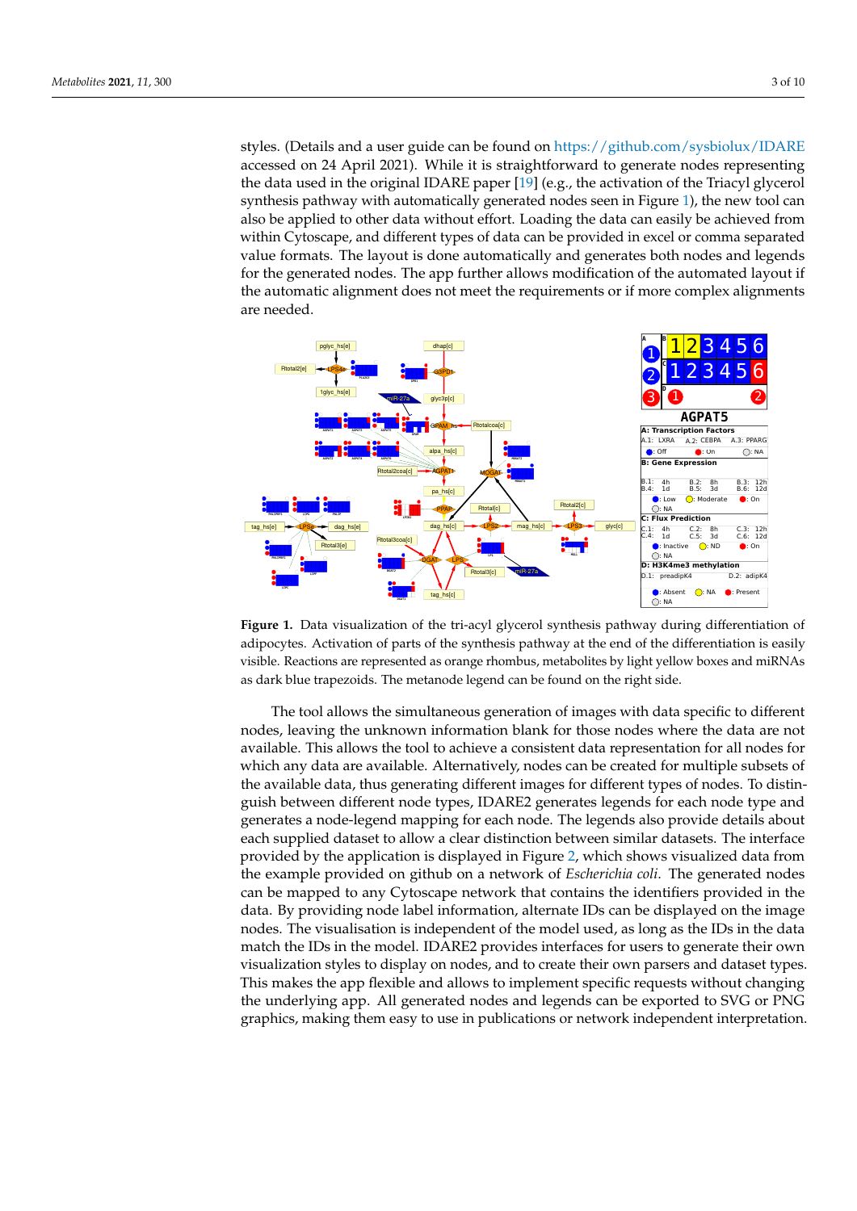styles. (Details and a user guide can be found on https://github.com/sysbiolux/IDARE accessed on 24 April 2021). While it is straightforward to generate nodes representing the data used in the original IDARE paper [19] (e.g., the activation of the Triacyl glycerol synthesis pathway with automatically generated nodes seen in Figure 1), the new tool can also be applied to other data without effort. Loading the data can easily be achieved from within Cytoscape, and different types of data can be provided in excel or comma separated value formats. The layout is done automatically and generates both nodes and legends for the generated nodes. The app further allows modification of the automated layout if the automatic alignment does not meet the requirements or if more complex alignments are needed.

**Figure 1.** Data visualization of the tri-acyl glycerol synthesis pathway during differentiation of adipocytes. Activation of parts of the synthesis pathway at the end of the differentiation is easily visible. Reactions are represented as orange rhombus, metabolites by light yellow boxes and miRNAs as dark blue trapezoids. The metanode legend can be found on the right side.

The tool allows the simultaneous generation of images with data specific to different nodes, leaving the unknown information blank for those nodes where the data are not available. This allows the tool to achieve a consistent data representation for all nodes for which any data are available. Alternatively, nodes can be created for multiple subsets of the available data, thus generating different images for different types of nodes. To distinguish between different node types, IDARE2 generates legends for each node type and generates a node-legend mapping for each node. The legends also provide details about each supplied dataset to allow a clear distinction between similar datasets. The interface provided by the application is displayed in Figure 2, which shows visualized data from the example provided on github on a network of *Escherichia coli*. The generated nodes can be mapped to any Cytoscape network that contains the identifiers provided in the data. By providing node label information, alternate IDs can be displayed on the image nodes. The visualisation is independent of the model used, as long as the IDs in the data match the IDs in the model. IDARE2 provides interfaces for users to generate their own visualization styles to display on nodes, and to create their own parsers and dataset types. This makes the app flexible and allows to implement specific requests without changing the underlying app. All generated nodes and legends can be exported to SVG or PNG graphics, making them easy to use in publications or network independent interpretation.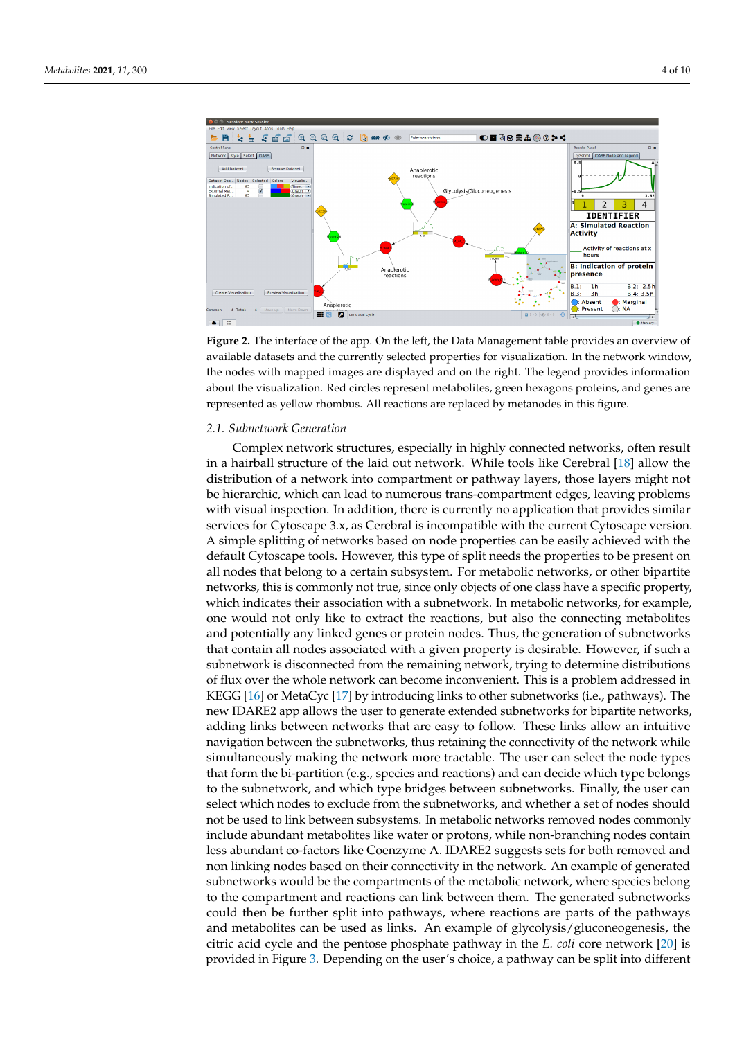**Figure 2.** The interface of the app. On the left, the Data Management table provides an overview of available datasets and the currently selected properties for visualization. In the network window, the nodes with mapped images are displayed and on the right. The legend provides information about the visualization. Red circles represent metabolites, green hexagons proteins, and genes are represented as yellow rhombus. All reactions are replaced by metanodes in this figure.

### 2.1. Subnetwork Generation

Complex network structures, especially in highly connected networks, often result in a hairball structure of the laid out network. While tools like Cerebral [18] allow the distribution of a network into compartment or pathway layers, those layers might not be hierarchic, which can lead to numerous trans-compartment edges, leaving problems with visual inspection. In addition, there is currently no application that provides similar services for Cytoscape 3.x, as Cerebral is incompatible with the current Cytoscape version. A simple splitting of networks based on node properties can be easily achieved with the default Cytoscape tools. However, this type of split needs the properties to be present on all nodes that belong to a certain subsystem. For metabolic networks, or other bipartite networks, this is commonly not true, since only objects of one class have a specific property, which indicates their association with a subnetwork. In metabolic networks, for example, one would not only like to extract the reactions, but also the connecting metabolites and potentially any linked genes or protein nodes. Thus, the generation of subnetworks that contain all nodes associated with a given property is desirable. However, if such a subnetwork is disconnected from the remaining network, trying to determine distributions of flux over the whole network can become inconvenient. This is a problem addressed in KEGG [16] or MetaCyc [17] by introducing links to other subnetworks (i.e., pathways). The new IDARE2 app allows the user to generate extended subnetworks for bipartite networks, adding links between networks that are easy to follow. These links allow an intuitive navigation between the subnetworks, thus retaining the connectivity of the network while simultaneously making the network more tractable. The user can select the node types that form the bi-partition (e.g., species and reactions) and can decide which type belongs to the subnetwork, and which type bridges between subnetworks. Finally, the user can select which nodes to exclude from the subnetworks, and whether a set of nodes should not be used to link between subsystems. In metabolic networks removed nodes commonly include abundant metabolites like water or protons, while non-branching nodes contain less abundant co-factors like Coenzyme A. IDARE2 suggests sets for both removed and non linking nodes based on their connectivity in the network. An example of generated subnetworks would be the compartments of the metabolic network, where species belong to the compartment and reactions can link between them. The generated subnetworks could then be further split into pathways, where reactions are parts of the pathways and metabolites can be used as links. An example of glycolysis/gluconeogenesis, the citric acid cycle and the pentose phosphate pathway in the *E. coli* core network [20] is provided in Figure 3. Depending on the user's choice, a pathway can be split into different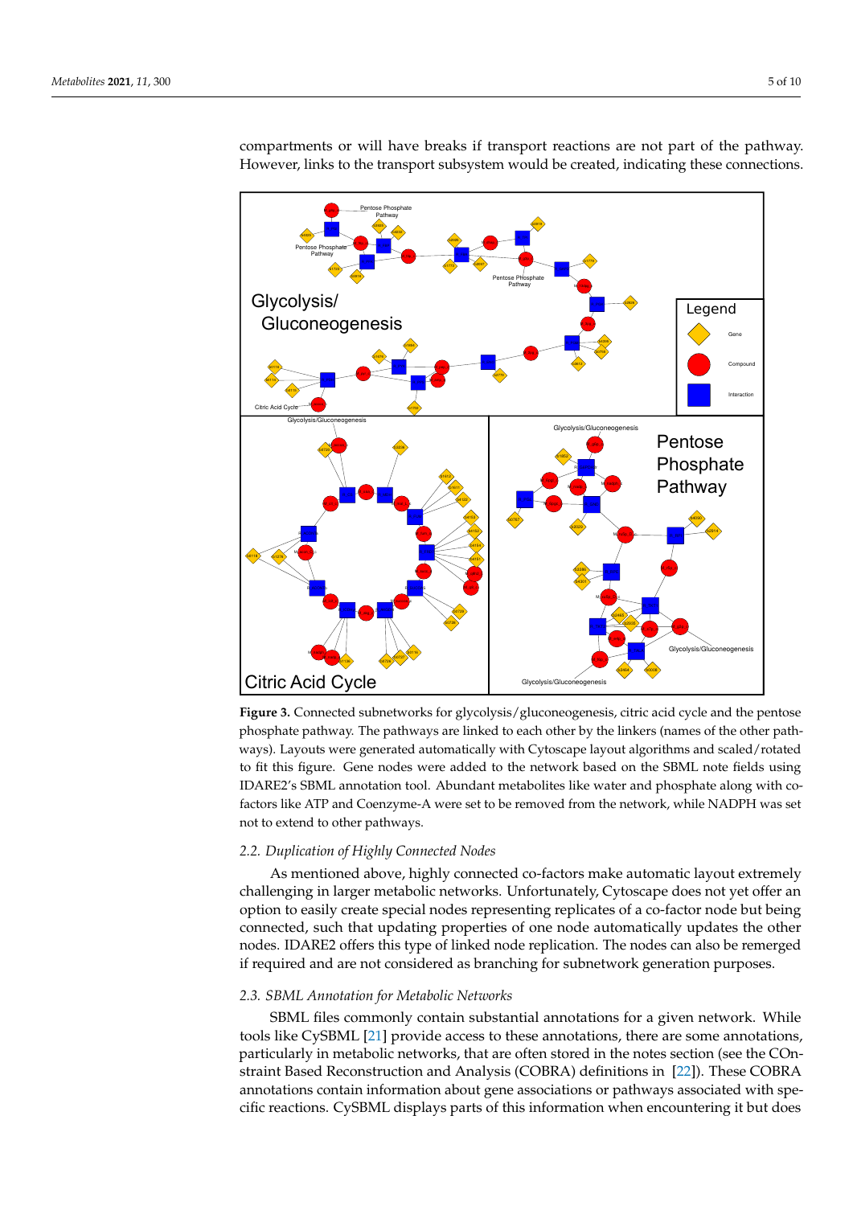compartments or will have breaks if transport reactions are not part of the pathway. However, links to the transport subsystem would be created, indicating these connections.

**Figure 3.** Connected subnetworks for glycolysis/gluconeogenesis, citric acid cycle and the pentose phosphate pathway. The pathways are linked to each other by the linkers (names of the other pathways). Layouts were generated automatically with Cytoscape layout algorithms and scaled/rotated to fit this figure. Gene nodes were added to the network based on the SBML note fields using IDARE2's SBML annotation tool. Abundant metabolites like water and phosphate along with co-factors like ATP and Coenzyme-A were set to be removed from the network, while NADPH was set not to extend to other pathways.

### *2.2. Duplication of Highly Connected Nodes*

As mentioned above, highly connected co-factors make automatic layout extremely challenging in larger metabolic networks. Unfortunately, Cytoscape does not yet offer an option to easily create special nodes representing replicates of a co-factor node but being connected, such that updating properties of one node automatically updates the other nodes. IDARE2 offers this type of linked node replication. The nodes can also be remerged if required and are not considered as branching for subnetwork generation purposes.

### *2.3. SBML Annotation for Metabolic Networks*

SBML files commonly contain substantial annotations for a given network. While tools like CySBML [21] provide access to these annotations, there are some annotations, particularly in metabolic networks, that are often stored in the notes section (see the COnstraint Based Reconstruction and Analysis (COBRA) definitions in [22]). These COBRA annotations contain information about gene associations or pathways associated with specific reactions. CySBML displays parts of this information when encountering it but does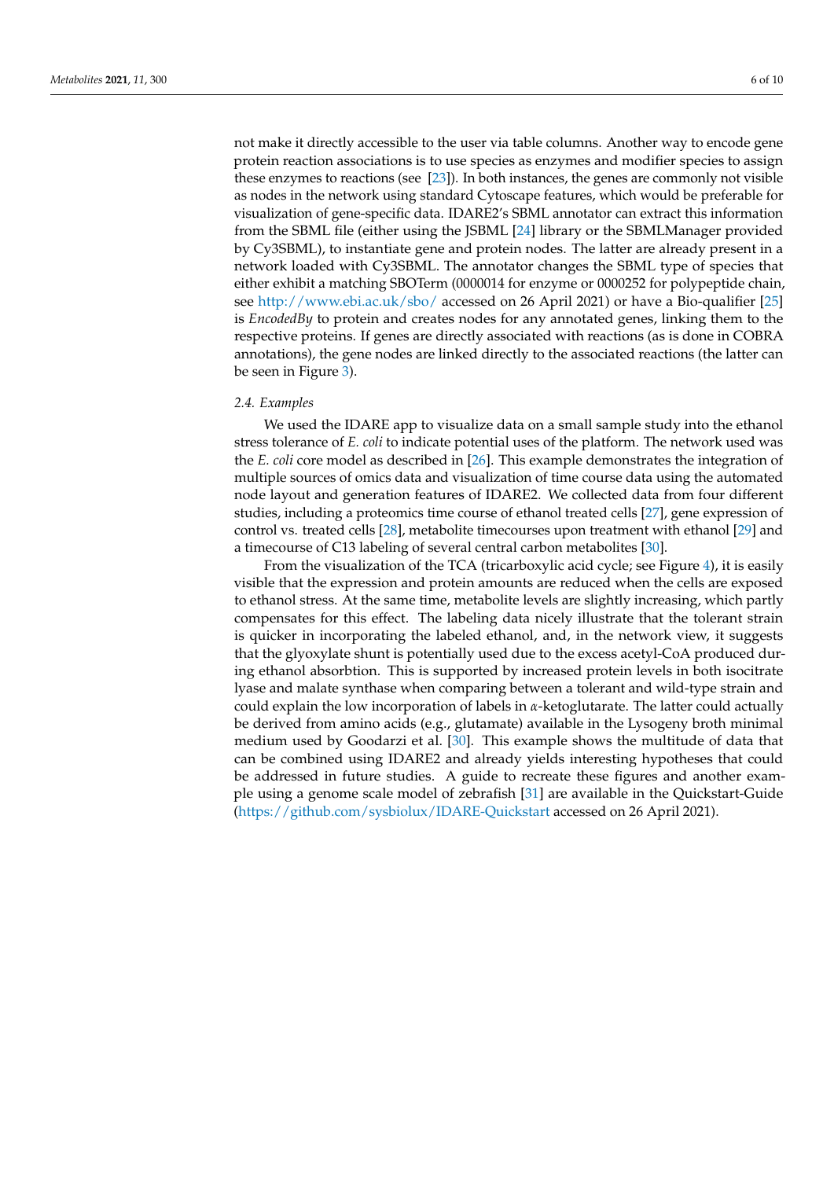not make it directly accessible to the user via table columns. Another way to encode gene protein reaction associations is to use species as enzymes and modifier species to assign these enzymes to reactions (see [23]). In both instances, the genes are commonly not visible as nodes in the network using standard Cytoscape features, which would be preferable for visualization of gene-specific data. IDARE2's SBML annotator can extract this information from the SBML file (either using the JSBML [24] library or the SBMLManager provided by Cy3SBML), to instantiate gene and protein nodes. The latter are already present in a network loaded with Cy3SBML. The annotator changes the SBML type of species that either exhibit a matching SBOTerm (0000014 for enzyme or 0000252 for polypeptide chain, see http://www.ebi.ac.uk/sbo/ accessed on 26 April 2021) or have a Bio-qualifier [25] is *EncodedBy* to protein and creates nodes for any annotated genes, linking them to the respective proteins. If genes are directly associated with reactions (as is done in COBRA annotations), the gene nodes are linked directly to the associated reactions (the latter can be seen in Figure 3).

### *2.4. Examples*

We used the IDARE app to visualize data on a small sample study into the ethanol stress tolerance of *E. coli* to indicate potential uses of the platform. The network used was the *E. coli* core model as described in [26]. This example demonstrates the integration of multiple sources of omics data and visualization of time course data using the automated node layout and generation features of IDARE2. We collected data from four different studies, including a proteomics time course of ethanol treated cells [27], gene expression of control vs. treated cells [28], metabolite timecourses upon treatment with ethanol [29] and a timecourse of C13 labeling of several central carbon metabolites [30].

From the visualization of the TCA (tricarboxylic acid cycle; see Figure 4), it is easily visible that the expression and protein amounts are reduced when the cells are exposed to ethanol stress. At the same time, metabolite levels are slightly increasing, which partly compensates for this effect. The labeling data nicely illustrate that the tolerant strain is quicker in incorporating the labeled ethanol, and, in the network view, it suggests that the glyoxylate shunt is potentially used due to the excess acetyl-CoA produced during ethanol absorbtion. This is supported by increased protein levels in both isocitrate lyase and malate synthase when comparing between a tolerant and wild-type strain and could explain the low incorporation of labels in $\alpha$-ketoglutarate. The latter could actually be derived from amino acids (e.g., glutamate) available in the Lysogeny broth minimal medium used by Goodarzi et al. [30]. This example shows the multitude of data that can be combined using IDARE2 and already yields interesting hypotheses that could be addressed in future studies. A guide to recreate these figures and another example using a genome scale model of zebrafish [31] are available in the Quickstart-Guide (https://github.com/sysbiolux/IDARE-Quickstart accessed on 26 April 2021).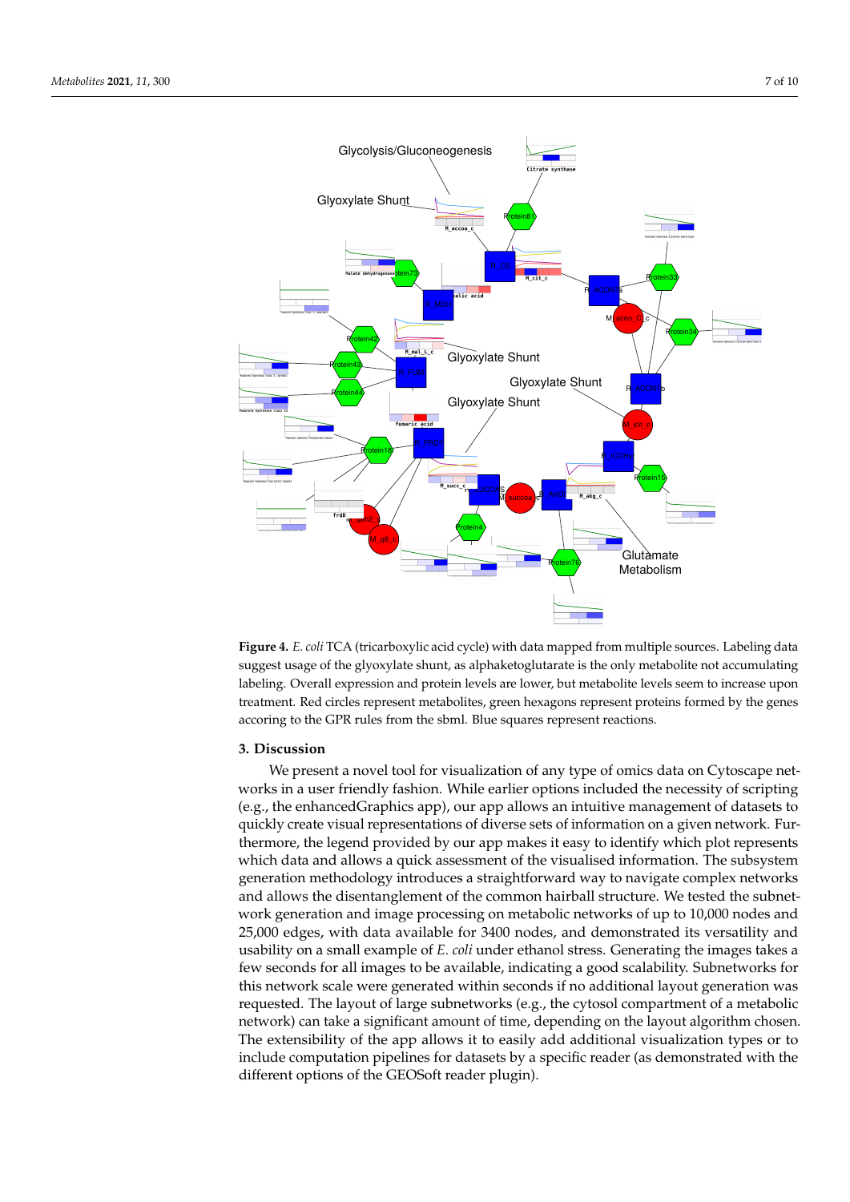**Figure 4.** *E. coli* TCA (tricarboxylic acid cycle) with data mapped from multiple sources. Labeling data suggest usage of the glyoxylate shunt, as alphaketoglutarate is the only metabolite not accumulating labeling. Overall expression and protein levels are lower, but metabolite levels seem to increase upon treatment. Red circles represent metabolites, green hexagons represent proteins formed by the genes accoring to the GPR rules from the sbml. Blue squares represent reactions.

## 3. Discussion

We present a novel tool for visualization of any type of omics data on Cytoscape networks in a user friendly fashion. While earlier options included the necessity of scripting (e.g., the enhancedGraphics app), our app allows an intuitive management of datasets to quickly create visual representations of diverse sets of information on a given network. Furthermore, the legend provided by our app makes it easy to identify which plot represents which data and allows a quick assessment of the visualised information. The subsystem generation methodology introduces a straightforward way to navigate complex networks and allows the disentanglement of the common hairball structure. We tested the subnetwork generation and image processing on metabolic networks of up to 10,000 nodes and 25,000 edges, with data available for 3400 nodes, and demonstrated its versatility and usability on a small example of *E. coli* under ethanol stress. Generating the images takes a few seconds for all images to be available, indicating a good scalability. Subnetworks for this network scale were generated within seconds if no additional layout generation was requested. The layout of large subnetworks (e.g., the cytosol compartment of a metabolic network) can take a significant amount of time, depending on the layout algorithm chosen. The extensibility of the app allows it to easily add additional visualization types or to include computation pipelines for datasets by a specific reader (as demonstrated with the different options of the GEOSoft reader plugin).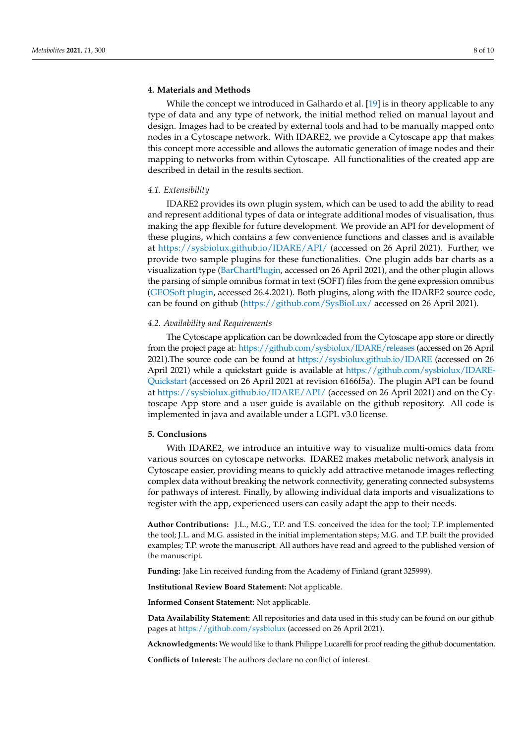## 4. Materials and Methods

While the concept we introduced in Galhardo et al. [19] is in theory applicable to any type of data and any type of network, the initial method relied on manual layout and design. Images had to be created by external tools and had to be manually mapped onto nodes in a Cytoscape network. With IDARE2, we provide a Cytoscape app that makes this concept more accessible and allows the automatic generation of image nodes and their mapping to networks from within Cytoscape. All functionalities of the created app are described in detail in the results section.

### 4.1. Extensibility

IDARE2 provides its own plugin system, which can be used to add the ability to read and represent additional types of data or integrate additional modes of visualisation, thus making the app flexible for future development. We provide an API for development of these plugins, which contains a few convenience functions and classes and is available at https://sysbiolux.github.io/IDARE/API/ (accessed on 26 April 2021). Further, we provide two sample plugins for these functionalities. One plugin adds bar charts as a visualization type (BarChartPlugin, accessed on 26 April 2021), and the other plugin allows the parsing of simple omnibus format in text (SOFT) files from the gene expression omnibus (GEOSoft plugin, accessed 26.4.2021). Both plugins, along with the IDARE2 source code, can be found on github (https://github.com/SysBioLux/ accessed on 26 April 2021).

### 4.2. Availability and Requirements

The Cytoscape application can be downloaded from the Cytoscape app store or directly from the project page at: https://github.com/sysbiolux/IDARE/releases (accessed on 26 April 2021).The source code can be found at https://sysbiolux.github.io/IDARE (accessed on 26 April 2021) while a quickstart guide is available at https://github.com/sysbiolux/IDARE-Quickstart (accessed on 26 April 2021 at revision 6166f5a). The plugin API can be found at https://sysbiolux.github.io/IDARE/API/ (accessed on 26 April 2021) and on the Cytoscape App store and a user guide is available on the github repository. All code is implemented in java and available under a LGPL v3.0 license.

## 5. Conclusions

With IDARE2, we introduce an intuitive way to visualize multi-omics data from various sources on cytoscape networks. IDARE2 makes metabolic network analysis in Cytoscape easier, providing means to quickly add attractive metanode images reflecting complex data without breaking the network connectivity, generating connected subsystems for pathways of interest. Finally, by allowing individual data imports and visualizations to register with the app, experienced users can easily adapt the app to their needs.

**Author Contributions:** J.L., M.G., T.P. and T.S. conceived the idea for the tool; T.P. implemented the tool; J.L. and M.G. assisted in the initial implementation steps; M.G. and T.P. built the provided examples; T.P. wrote the manuscript. All authors have read and agreed to the published version of the manuscript.

**Funding:** Jake Lin received funding from the Academy of Finland (grant 325999).

**Institutional Review Board Statement:** Not applicable.

**Informed Consent Statement:** Not applicable.

**Data Availability Statement:** All repositories and data used in this study can be found on our github pages at https://github.com/sysbiolux (accessed on 26 April 2021).

**Acknowledgments:** We would like to thank Philippe Lucarelli for proof reading the github documentation.

**Conflicts of Interest:** The authors declare no conflict of interest.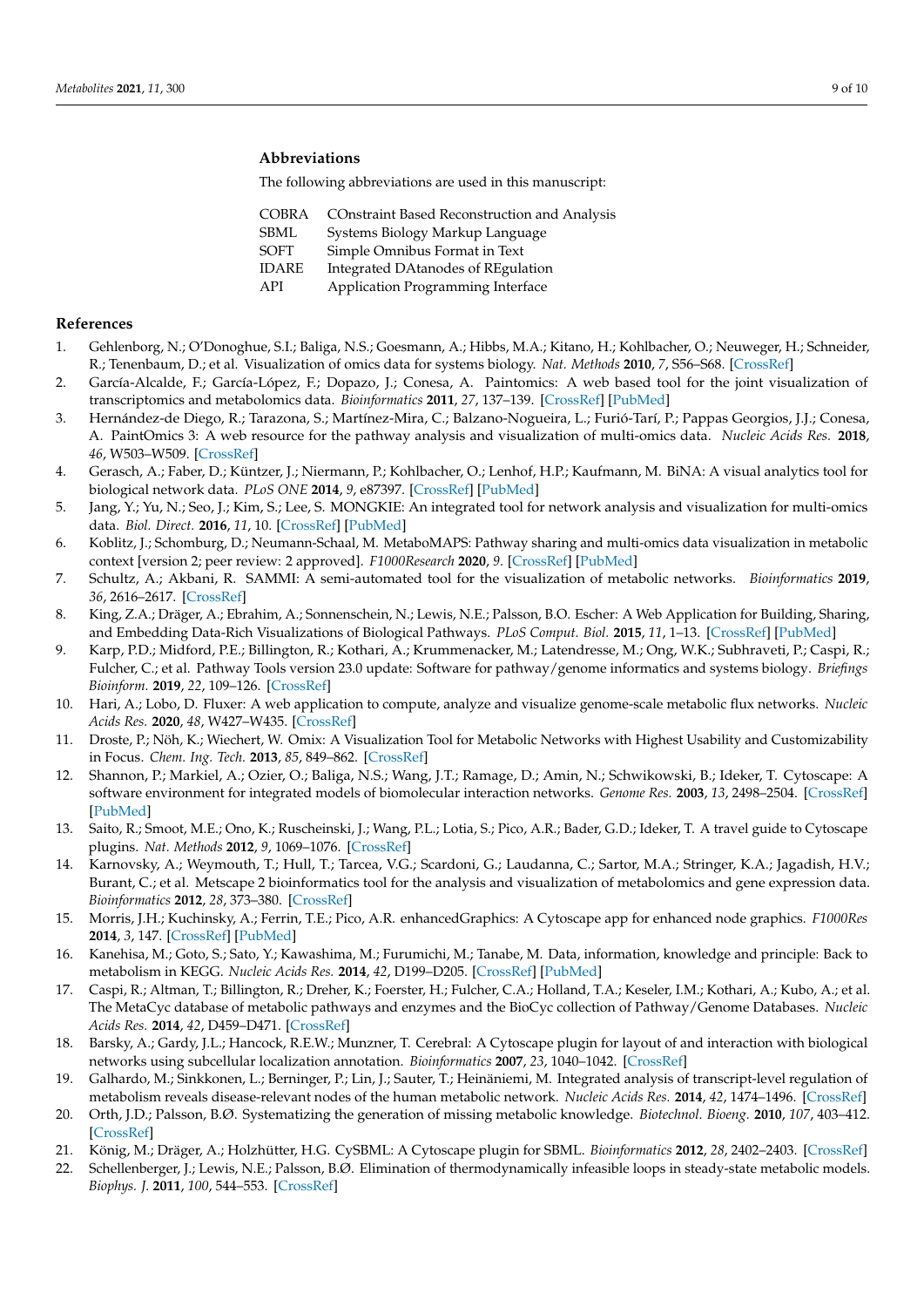## Abbreviations

The following abbreviations are used in this manuscript:

| | |
|---|---|
| COBRA | COnstraint Based Reconstruction and Analysis |
| SBML | Systems Biology Markup Language |
| SOFT | Simple Omnibus Format in Text |
| IDARE | Integrated DAtanodes of REgulation |
| API | Application Programming Interface |

## References

1. Gehlenborg, N.; O'Donoghue, S.I.; Baliga, N.S.; Goesmann, A.; Hibbs, M.A.; Kitano, H.; Kohlbacher, O.; Neuweger, H.; Schneider, R.; Tenenbaum, D.; et al. Visualization of omics data for systems biology. *Nat. Methods* **2010**, *7*, S56–S68. [CrossRef]
2. García-Alcalde, F.; García-López, F.; Dopazo, J.; Conesa, A. Paintomics: A web based tool for the joint visualization of transcriptomics and metabolomics data. *Bioinformatics* **2011**, *27*, 137–139. [CrossRef] [PubMed]
3. Hernández-de Diego, R.; Tarazona, S.; Martínez-Mira, C.; Balzano-Nogueira, L.; Furió-Tarí, P.; Pappas Georgios, J.J.; Conesa, A. PaintOmics 3: A web resource for the pathway analysis and visualization of multi-omics data. *Nucleic Acids Res.* **2018**, *46*, W503–W509. [CrossRef]
4. Gerasch, A.; Faber, D.; Küntzer, J.; Niermann, P.; Kohlbacher, O.; Lenhof, H.P.; Kaufmann, M. BiNA: A visual analytics tool for biological network data. *PLoS ONE* **2014**, *9*, e87397. [CrossRef] [PubMed]
5. Jang, Y.; Yu, N.; Seo, J.; Kim, S.; Lee, S. MONGKIE: An integrated tool for network analysis and visualization for multi-omics data. *Biol. Direct.* **2016**, *11*, 10. [CrossRef] [PubMed]
6. Koblitz, J.; Schomburg, D.; Neumann-Schaal, M. MetaboMAPS: Pathway sharing and multi-omics data visualization in metabolic context [version 2; peer review: 2 approved]. *F1000Research* **2020**, *9*. [CrossRef] [PubMed]
7. Schultz, A.; Akbani, R. SAMMI: A semi-automated tool for the visualization of metabolic networks. *Bioinformatics* **2019**, *36*, 2616–2617. [CrossRef]
8. King, Z.A.; Dräger, A.; Ebrahim, A.; Sonnenschein, N.; Lewis, N.E.; Palsson, B.O. Escher: A Web Application for Building, Sharing, and Embedding Data-Rich Visualizations of Biological Pathways. *PLoS Comput. Biol.* **2015**, *11*, 1–13. [CrossRef] [PubMed]
9. Karp, P.D.; Midford, P.E.; Billington, R.; Kothari, A.; Krummenacker, M.; Latendresse, M.; Ong, W.K.; Subhraveti, P.; Caspi, R.; Fulcher, C.; et al. Pathway Tools version 23.0 update: Software for pathway/genome informatics and systems biology. *Briefings Bioinform.* **2019**, *22*, 109–126. [CrossRef]
10. Hari, A.; Lobo, D. Fluxer: A web application to compute, analyze and visualize genome-scale metabolic flux networks. *Nucleic Acids Res.* **2020**, *48*, W427–W435. [CrossRef]
11. Droste, P.; Nöh, K.; Wiechert, W. Omix: A Visualization Tool for Metabolic Networks with Highest Usability and Customizability in Focus. *Chem. Ing. Tech.* **2013**, *85*, 849–862. [CrossRef]
12. Shannon, P.; Markiel, A.; Ozier, O.; Baliga, N.S.; Wang, J.T.; Ramage, D.; Amin, N.; Schwikowski, B.; Ideker, T. Cytoscape: A software environment for integrated models of biomolecular interaction networks. *Genome Res.* **2003**, *13*, 2498–2504. [CrossRef] [PubMed]
13. Saito, R.; Smoot, M.E.; Ono, K.; Ruscheinski, J.; Wang, P.L.; Lotia, S.; Pico, A.R.; Bader, G.D.; Ideker, T. A travel guide to Cytoscape plugins. *Nat. Methods* **2012**, *9*, 1069–1076. [CrossRef]
14. Karnovsky, A.; Weymouth, T.; Hull, T.; Tarcea, V.G.; Scardoni, G.; Laudanna, C.; Sartor, M.A.; Stringer, K.A.; Jagadish, H.V.; Burant, C.; et al. Metscape 2 bioinformatics tool for the analysis and visualization of metabolomics and gene expression data. *Bioinformatics* **2012**, *28*, 373–380. [CrossRef]
15. Morris, J.H.; Kuchinsky, A.; Ferrin, T.E.; Pico, A.R. enhancedGraphics: A Cytoscape app for enhanced node graphics. *F1000Res* **2014**, *3*, 147. [CrossRef] [PubMed]
16. Kanehisa, M.; Goto, S.; Sato, Y.; Kawashima, M.; Furumichi, M.; Tanabe, M. Data, information, knowledge and principle: Back to metabolism in KEGG. *Nucleic Acids Res.* **2014**, *42*, D199–D205. [CrossRef] [PubMed]
17. Caspi, R.; Altman, T.; Billington, R.; Dreher, K.; Foerster, H.; Fulcher, C.A.; Holland, T.A.; Keseler, I.M.; Kothari, A.; Kubo, A.; et al. The MetaCyc database of metabolic pathways and enzymes and the BioCyc collection of Pathway/Genome Databases. *Nucleic Acids Res.* **2014**, *42*, D459–D471. [CrossRef]
18. Barsky, A.; Gardy, J.L.; Hancock, R.E.W.; Munzner, T. Cerebral: A Cytoscape plugin for layout of and interaction with biological networks using subcellular localization annotation. *Bioinformatics* **2007**, *23*, 1040–1042. [CrossRef]
19. Galhardo, M.; Sinkkonen, L.; Berninger, P.; Lin, J.; Sauter, T.; Heinäniemi, M. Integrated analysis of transcript-level regulation of metabolism reveals disease-relevant nodes of the human metabolic network. *Nucleic Acids Res.* **2014**, *42*, 1474–1496. [CrossRef]
20. Orth, J.D.; Palsson, B.Ø. Systematizing the generation of missing metabolic knowledge. *Biotechnol. Bioeng.* **2010**, *107*, 403–412. [CrossRef]
21. König, M.; Dräger, A.; Holzhütter, H.G. CySBML: A Cytoscape plugin for SBML. *Bioinformatics* **2012**, *28*, 2402–2403. [CrossRef]
22. Schellenberger, J.; Lewis, N.E.; Palsson, B.Ø. Elimination of thermodynamically infeasible loops in steady-state metabolic models. *Biophys. J.* **2011**, *100*, 544–553. [CrossRef]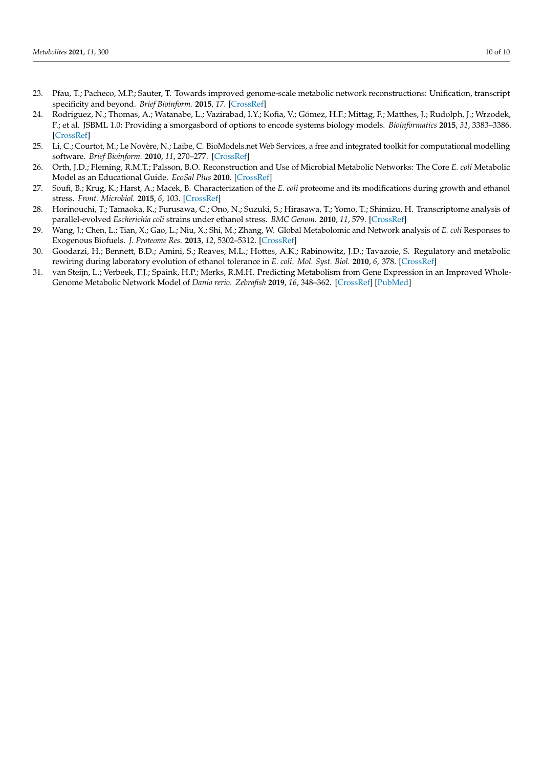23. Pfau, T.; Pacheco, M.P.; Sauter, T. Towards improved genome-scale metabolic network reconstructions: Unification, transcript specificity and beyond. *Brief Bioinform.* **2015**, *17*. [CrossRef]
24. Rodriguez, N.; Thomas, A.; Watanabe, L.; Vazirabad, I.Y.; Kofia, V.; Gómez, H.F.; Mittag, F.; Matthes, J.; Rudolph, J.; Wrzodek, F.; et al. JSBML 1.0: Providing a smorgasbord of options to encode systems biology models. *Bioinformatics* **2015**, *31*, 3383–3386. [CrossRef]
25. Li, C.; Courtot, M.; Le Novère, N.; Laibe, C. BioModels.net Web Services, a free and integrated toolkit for computational modelling software. *Brief Bioinform.* **2010**, *11*, 270–277. [CrossRef]
26. Orth, J.D.; Fleming, R.M.T.; Palsson, B.O. Reconstruction and Use of Microbial Metabolic Networks: The Core *E. coli* Metabolic Model as an Educational Guide. *EcoSal Plus* **2010**. [CrossRef]
27. Soufi, B.; Krug, K.; Harst, A.; Macek, B. Characterization of the *E. coli* proteome and its modifications during growth and ethanol stress. *Front. Microbiol.* **2015**, *6*, 103. [CrossRef]
28. Horinouchi, T.; Tamaoka, K.; Furusawa, C.; Ono, N.; Suzuki, S.; Hirasawa, T.; Yomo, T.; Shimizu, H. Transcriptome analysis of parallel-evolved *Escherichia coli* strains under ethanol stress. *BMC Genom.* **2010**, *11*, 579. [CrossRef]
29. Wang, J.; Chen, L.; Tian, X.; Gao, L.; Niu, X.; Shi, M.; Zhang, W. Global Metabolomic and Network analysis of *E. coli* Responses to Exogenous Biofuels. *J. Proteome Res.* **2013**, *12*, 5302–5312. [CrossRef]
30. Goodarzi, H.; Bennett, B.D.; Amini, S.; Reaves, M.L.; Hottes, A.K.; Rabinowitz, J.D.; Tavazoie, S. Regulatory and metabolic rewiring during laboratory evolution of ethanol tolerance in *E. coli*. *Mol. Syst. Biol.* **2010**, *6*, 378. [CrossRef]
31. van Steijn, L.; Verbeek, F.J.; Spaink, H.P.; Merks, R.M.H. Predicting Metabolism from Gene Expression in an Improved Whole-Genome Metabolic Network Model of *Danio rerio*. *Zebrafish* **2019**, *16*, 348–362. [CrossRef] [PubMed]